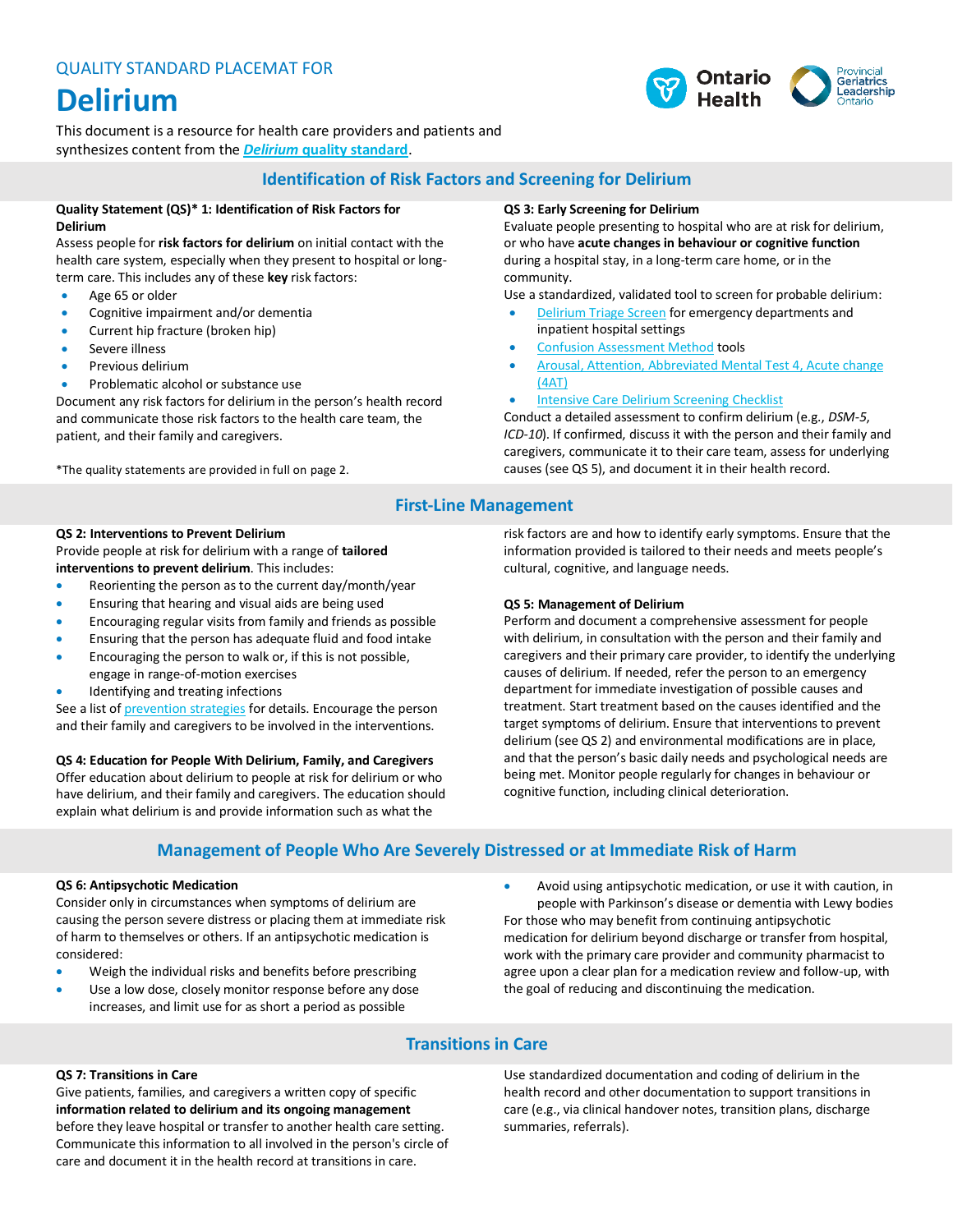QUALITY STANDARD PLACEMAT FOR

# Delirium

This document is a resource for health care providers and patients and synthesizes content from the ***Delirium* quality standard**.

## Identification of Risk Factors and Screening for Delirium

**Quality Statement (QS)* 1: Identification of Risk Factors for Delirium**

Assess people for **risk factors for delirium** on initial contact with the health care system, especially when they present to hospital or long-term care. This includes any of these **key** risk factors:

- Age 65 or older
- Cognitive impairment and/or dementia
- Current hip fracture (broken hip)
- Severe illness
- Previous delirium
- Problematic alcohol or substance use

Document any risk factors for delirium in the person's health record and communicate those risk factors to the health care team, the patient, and their family and caregivers.

*The quality statements are provided in full on page 2.

**QS 3: Early Screening for Delirium**

Evaluate people presenting to hospital who are at risk for delirium, or who have **acute changes in behaviour or cognitive function** during a hospital stay, in a long-term care home, or in the community.

Use a standardized, validated tool to screen for probable delirium:

- Delirium Triage Screen for emergency departments and inpatient hospital settings
- Confusion Assessment Method tools
- Arousal, Attention, Abbreviated Mental Test 4, Acute change (4AT)
- Intensive Care Delirium Screening Checklist

Conduct a detailed assessment to confirm delirium (e.g., *DSM-5*, *ICD-10*). If confirmed, discuss it with the person and their family and caregivers, communicate it to their care team, assess for underlying causes (see QS 5), and document it in their health record.

## First-Line Management

**QS 2: Interventions to Prevent Delirium**

Provide people at risk for delirium with a range of **tailored interventions to prevent delirium**. This includes:

- Reorienting the person as to the current day/month/year
- Ensuring that hearing and visual aids are being used
- Encouraging regular visits from family and friends as possible
- Ensuring that the person has adequate fluid and food intake
- Encouraging the person to walk or, if this is not possible, engage in range-of-motion exercises
- Identifying and treating infections

See a list of prevention strategies for details. Encourage the person and their family and caregivers to be involved in the interventions.

**QS 4: Education for People With Delirium, Family, and Caregivers**

Offer education about delirium to people at risk for delirium or who have delirium, and their family and caregivers. The education should explain what delirium is and provide information such as what the risk factors are and how to identify early symptoms. Ensure that the information provided is tailored to their needs and meets people's cultural, cognitive, and language needs.

**QS 5: Management of Delirium**

Perform and document a comprehensive assessment for people with delirium, in consultation with the person and their family and caregivers and their primary care provider, to identify the underlying causes of delirium. If needed, refer the person to an emergency department for immediate investigation of possible causes and treatment. Start treatment based on the causes identified and the target symptoms of delirium. Ensure that interventions to prevent delirium (see QS 2) and environmental modifications are in place, and that the person's basic daily needs and psychological needs are being met. Monitor people regularly for changes in behaviour or cognitive function, including clinical deterioration.

## Management of People Who Are Severely Distressed or at Immediate Risk of Harm

**QS 6: Antipsychotic Medication**

Consider only in circumstances when symptoms of delirium are causing the person severe distress or placing them at immediate risk of harm to themselves or others. If an antipsychotic medication is considered:

- Weigh the individual risks and benefits before prescribing
- Use a low dose, closely monitor response before any dose increases, and limit use for as short a period as possible
- Avoid using antipsychotic medication, or use it with caution, in people with Parkinson's disease or dementia with Lewy bodies

For those who may benefit from continuing antipsychotic medication for delirium beyond discharge or transfer from hospital, work with the primary care provider and community pharmacist to agree upon a clear plan for a medication review and follow-up, with the goal of reducing and discontinuing the medication.

## Transitions in Care

**QS 7: Transitions in Care**

Give patients, families, and caregivers a written copy of specific **information related to delirium and its ongoing management** before they leave hospital or transfer to another health care setting. Communicate this information to all involved in the person's circle of care and document it in the health record at transitions in care.

Use standardized documentation and coding of delirium in the health record and other documentation to support transitions in care (e.g., via clinical handover notes, transition plans, discharge summaries, referrals).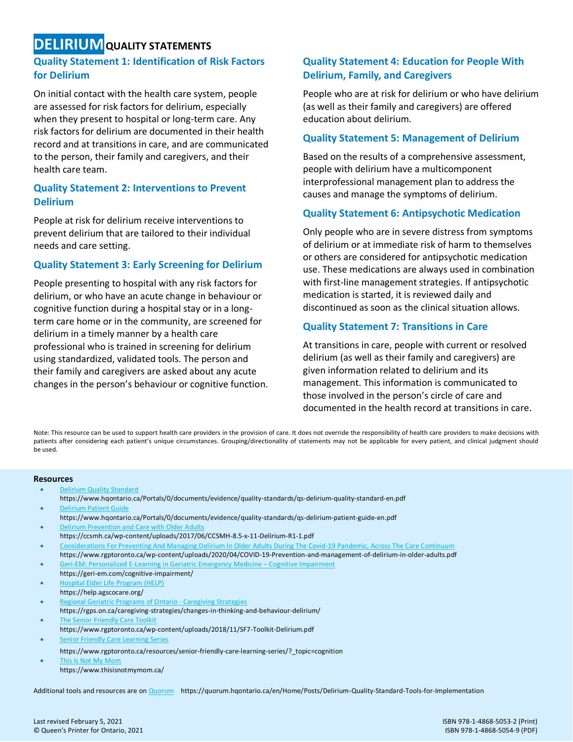# DELIRIUM QUALITY STATEMENTS

## Quality Statement 1: Identification of Risk Factors for Delirium

On initial contact with the health care system, people are assessed for risk factors for delirium, especially when they present to hospital or long-term care. Any risk factors for delirium are documented in their health record and at transitions in care, and are communicated to the person, their family and caregivers, and their health care team.

## Quality Statement 2: Interventions to Prevent Delirium

People at risk for delirium receive interventions to prevent delirium that are tailored to their individual needs and care setting.

## Quality Statement 3: Early Screening for Delirium

People presenting to hospital with any risk factors for delirium, or who have an acute change in behaviour or cognitive function during a hospital stay or in a long-term care home or in the community, are screened for delirium in a timely manner by a health care professional who is trained in screening for delirium using standardized, validated tools. The person and their family and caregivers are asked about any acute changes in the person's behaviour or cognitive function.

## Quality Statement 4: Education for People With Delirium, Family, and Caregivers

People who are at risk for delirium or who have delirium (as well as their family and caregivers) are offered education about delirium.

## Quality Statement 5: Management of Delirium

Based on the results of a comprehensive assessment, people with delirium have a multicomponent interprofessional management plan to address the causes and manage the symptoms of delirium.

## Quality Statement 6: Antipsychotic Medication

Only people who are in severe distress from symptoms of delirium or at immediate risk of harm to themselves or others are considered for antipsychotic medication use. These medications are always used in combination with first-line management strategies. If antipsychotic medication is started, it is reviewed daily and discontinued as soon as the clinical situation allows.

## Quality Statement 7: Transitions in Care

At transitions in care, people with current or resolved delirium (as well as their family and caregivers) are given information related to delirium and its management. This information is communicated to those involved in the person's circle of care and documented in the health record at transitions in care.

Note: This resource can be used to support health care providers in the provision of care. It does not override the responsibility of health care providers to make decisions with patients after considering each patient's unique circumstances. Grouping/directionality of statements may not be applicable for every patient, and clinical judgment should be used.

**Resources**

- Delirium Quality Standard
  https://www.hqontario.ca/Portals/0/documents/evidence/quality-standards/qs-delirium-quality-standard-en.pdf
- Delirium Patient Guide
  https://www.hqontario.ca/Portals/0/documents/evidence/quality-standards/qs-delirium-patient-guide-en.pdf
- Delirium Prevention and Care with Older Adults
  https://ccsmh.ca/wp-content/uploads/2017/06/CCSMH-8.5-x-11-Delirium-R1-1.pdf
- Considerations For Preventing And Managing Delirium In Older Adults During The Covid-19 Pandemic, Across The Care Continuum
  https://www.rgptoronto.ca/wp-content/uploads/2020/04/COVID-19-Prevention-and-management-of-delirium-in-older-adults.pdf
- Geri-EM: Personalized E-Learning in Geriatric Emergency Medicine – Cognitive Impairment
  https://geri-em.com/cognitive-impairment/
- Hospital Elder Life Program (HELP)
  https://help.agscocare.org/
- Regional Geriatric Programs of Ontario - Caregiving Strategies
  https://rgps.on.ca/caregiving-strategies/changes-in-thinking-and-behaviour-delirium/
- The Senior Friendly Care Toolkit
  https://www.rgptoronto.ca/wp-content/uploads/2018/11/SF7-Toolkit-Delirium.pdf
- Senior Friendly Care Learning Series
  https://www.rgptoronto.ca/resources/senior-friendly-care-learning-series/?_topic=cognition
- This Is Not My Mom
  https://www.thisisnotmymom.ca/

Additional tools and resources are on Quorum https://quorum.hqontario.ca/en/Home/Posts/Delirium-Quality-Standard-Tools-for-Implementation

Last revised February 5, 2021
© Queen's Printer for Ontario, 2021

ISBN 978-1-4868-5053-2 (Print)
ISBN 978-1-4868-5054-9 (PDF)